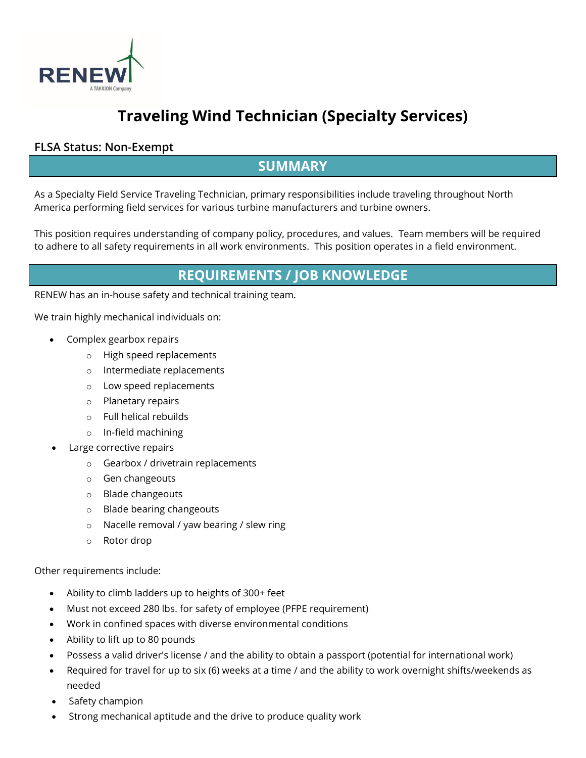# Traveling Wind Technician (Specialty Services)

### FLSA Status: Non-Exempt

## SUMMARY

As a Specialty Field Service Traveling Technician, primary responsibilities include traveling throughout North America performing field services for various turbine manufacturers and turbine owners.

This position requires understanding of company policy, procedures, and values. Team members will be required to adhere to all safety requirements in all work environments. This position operates in a field environment.

## REQUIREMENTS / JOB KNOWLEDGE

RENEW has an in-house safety and technical training team.

We train highly mechanical individuals on:

- Complex gearbox repairs
  - High speed replacements
  - Intermediate replacements
  - Low speed replacements
  - Planetary repairs
  - Full helical rebuilds
  - In-field machining
- Large corrective repairs
  - Gearbox / drivetrain replacements
  - Gen changeouts
  - Blade changeouts
  - Blade bearing changeouts
  - Nacelle removal / yaw bearing / slew ring
  - Rotor drop

Other requirements include:

- Ability to climb ladders up to heights of 300+ feet
- Must not exceed 280 lbs. for safety of employee (PFPE requirement)
- Work in confined spaces with diverse environmental conditions
- Ability to lift up to 80 pounds
- Possess a valid driver's license / and the ability to obtain a passport (potential for international work)
- Required for travel for up to six (6) weeks at a time / and the ability to work overnight shifts/weekends as needed
- Safety champion
- Strong mechanical aptitude and the drive to produce quality work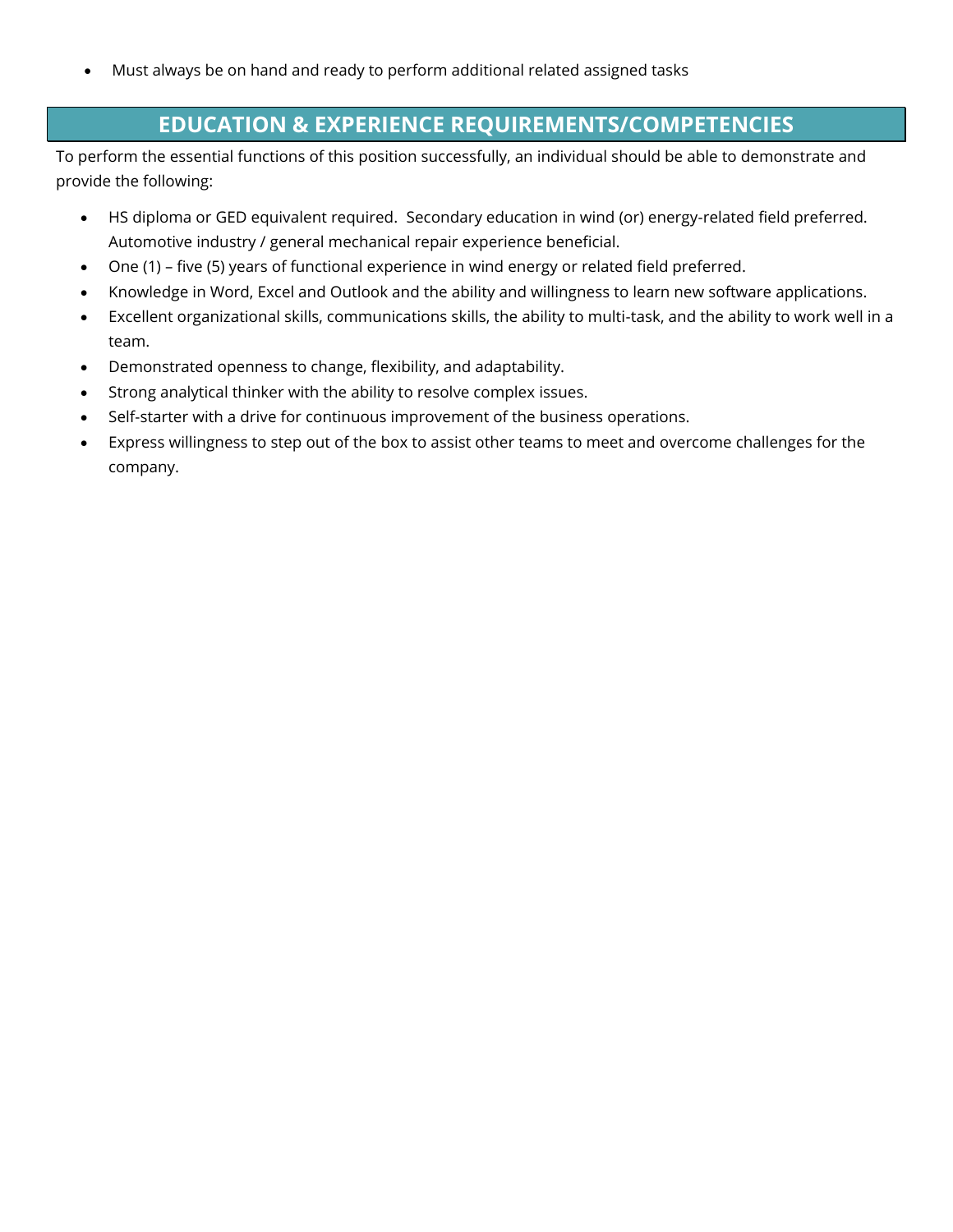- Must always be on hand and ready to perform additional related assigned tasks

## EDUCATION & EXPERIENCE REQUIREMENTS/COMPETENCIES

To perform the essential functions of this position successfully, an individual should be able to demonstrate and provide the following:

- HS diploma or GED equivalent required. Secondary education in wind (or) energy-related field preferred. Automotive industry / general mechanical repair experience beneficial.
- One (1) – five (5) years of functional experience in wind energy or related field preferred.
- Knowledge in Word, Excel and Outlook and the ability and willingness to learn new software applications.
- Excellent organizational skills, communications skills, the ability to multi-task, and the ability to work well in a team.
- Demonstrated openness to change, flexibility, and adaptability.
- Strong analytical thinker with the ability to resolve complex issues.
- Self-starter with a drive for continuous improvement of the business operations.
- Express willingness to step out of the box to assist other teams to meet and overcome challenges for the company.